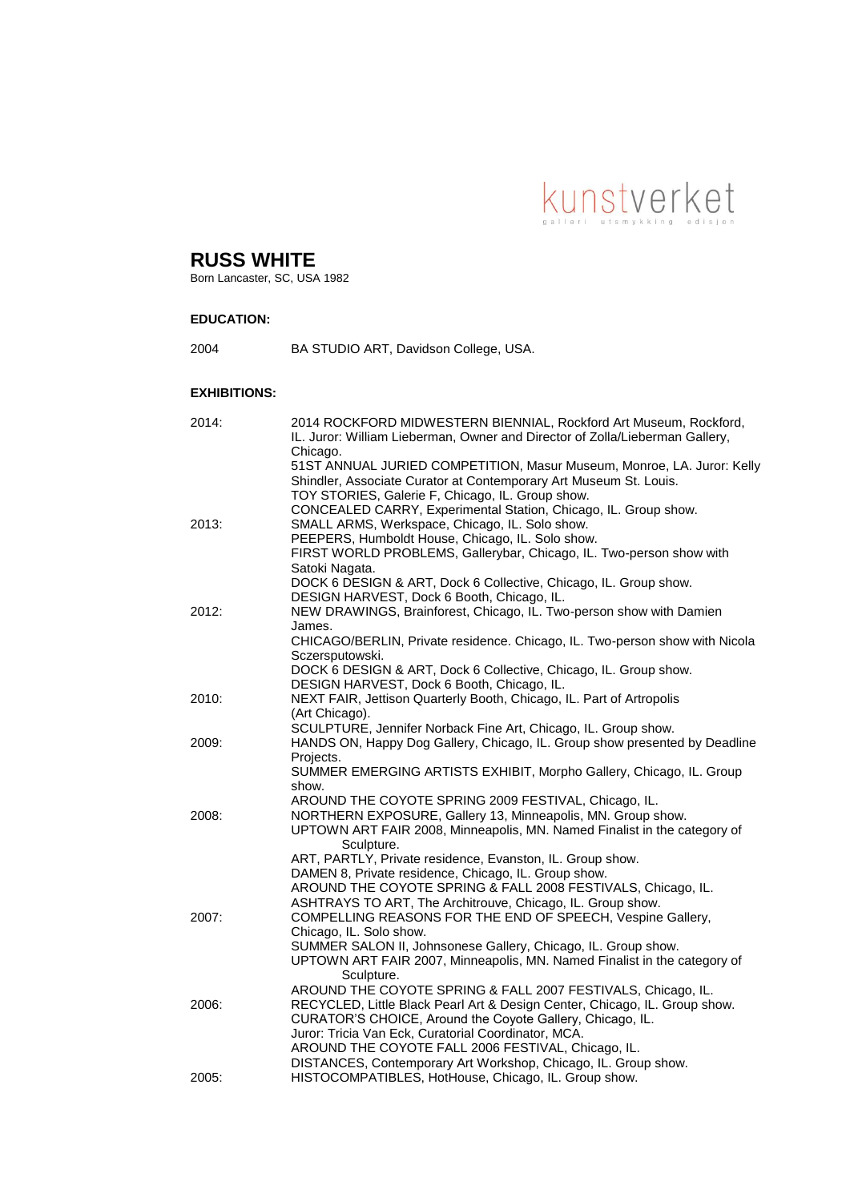kunstverket
galleri utsmykking edisjon

# RUSS WHITE

Born Lancaster, SC, USA 1982

**EDUCATION:**

2004 BA STUDIO ART, Davidson College, USA.

**EXHIBITIONS:**

2014:
- 2014 ROCKFORD MIDWESTERN BIENNIAL, Rockford Art Museum, Rockford, IL. Juror: William Lieberman, Owner and Director of Zolla/Lieberman Gallery, Chicago.
- 51ST ANNUAL JURIED COMPETITION, Masur Museum, Monroe, LA. Juror: Kelly Shindler, Associate Curator at Contemporary Art Museum St. Louis.
- TOY STORIES, Galerie F, Chicago, IL. Group show.
- CONCEALED CARRY, Experimental Station, Chicago, IL. Group show.

2013:
- SMALL ARMS, Werkspace, Chicago, IL. Solo show.
- PEEPERS, Humboldt House, Chicago, IL. Solo show.
- FIRST WORLD PROBLEMS, Gallerybar, Chicago, IL. Two-person show with Satoki Nagata.
- DOCK 6 DESIGN & ART, Dock 6 Collective, Chicago, IL. Group show.
- DESIGN HARVEST, Dock 6 Booth, Chicago, IL.

2012:
- NEW DRAWINGS, Brainforest, Chicago, IL. Two-person show with Damien James.
- CHICAGO/BERLIN, Private residence. Chicago, IL. Two-person show with Nicola Sczersputowski.
- DOCK 6 DESIGN & ART, Dock 6 Collective, Chicago, IL. Group show.
- DESIGN HARVEST, Dock 6 Booth, Chicago, IL.

2010:
- NEXT FAIR, Jettison Quarterly Booth, Chicago, IL. Part of Artropolis (Art Chicago).
- SCULPTURE, Jennifer Norback Fine Art, Chicago, IL. Group show.

2009:
- HANDS ON, Happy Dog Gallery, Chicago, IL. Group show presented by Deadline Projects.
- SUMMER EMERGING ARTISTS EXHIBIT, Morpho Gallery, Chicago, IL. Group show.
- AROUND THE COYOTE SPRING 2009 FESTIVAL, Chicago, IL.

2008:
- NORTHERN EXPOSURE, Gallery 13, Minneapolis, MN. Group show.
- UPTOWN ART FAIR 2008, Minneapolis, MN. Named Finalist in the category of Sculpture.
- ART, PARTLY, Private residence, Evanston, IL. Group show.
- DAMEN 8, Private residence, Chicago, IL. Group show.
- AROUND THE COYOTE SPRING & FALL 2008 FESTIVALS, Chicago, IL.
- ASHTRAYS TO ART, The Architrouve, Chicago, IL. Group show.

2007:
- COMPELLING REASONS FOR THE END OF SPEECH, Vespine Gallery, Chicago, IL. Solo show.
- SUMMER SALON II, Johnsonese Gallery, Chicago, IL. Group show.
- UPTOWN ART FAIR 2007, Minneapolis, MN. Named Finalist in the category of Sculpture.
- AROUND THE COYOTE SPRING & FALL 2007 FESTIVALS, Chicago, IL.

2006:
- RECYCLED, Little Black Pearl Art & Design Center, Chicago, IL. Group show.
- CURATOR'S CHOICE, Around the Coyote Gallery, Chicago, IL. Juror: Tricia Van Eck, Curatorial Coordinator, MCA.
- AROUND THE COYOTE FALL 2006 FESTIVAL, Chicago, IL.
- DISTANCES, Contemporary Art Workshop, Chicago, IL. Group show.

2005:
- HISTOCOMPATIBLES, HotHouse, Chicago, IL. Group show.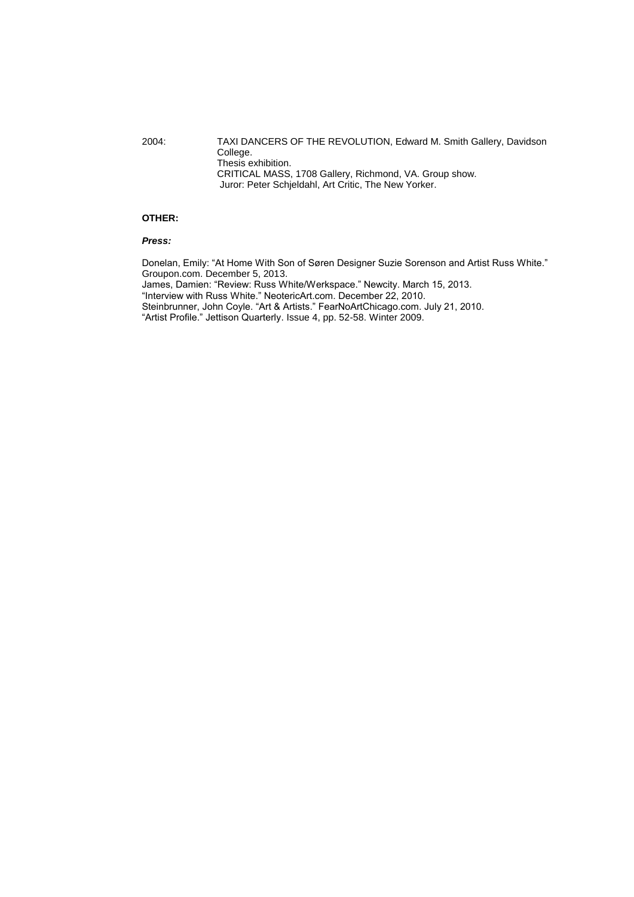2004: TAXI DANCERS OF THE REVOLUTION, Edward M. Smith Gallery, Davidson College.
Thesis exhibition.
CRITICAL MASS, 1708 Gallery, Richmond, VA. Group show.
Juror: Peter Schjeldahl, Art Critic, The New Yorker.

**OTHER:**

***Press:***

Donelan, Emily: "At Home With Son of Søren Designer Suzie Sorenson and Artist Russ White." Groupon.com. December 5, 2013.
James, Damien: "Review: Russ White/Werkspace." Newcity. March 15, 2013.
"Interview with Russ White." NeotericArt.com. December 22, 2010.
Steinbrunner, John Coyle. "Art & Artists." FearNoArtChicago.com. July 21, 2010.
"Artist Profile." Jettison Quarterly. Issue 4, pp. 52-58. Winter 2009.